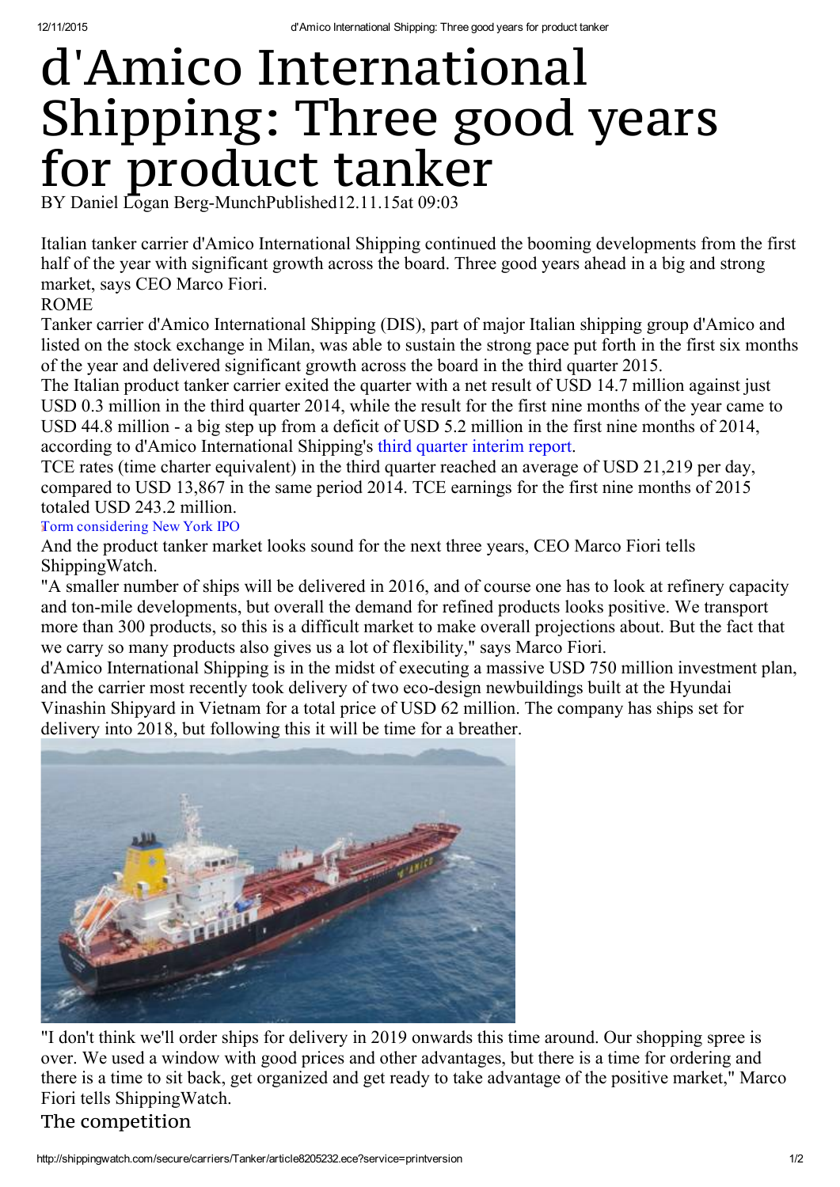# d'Amico International Shipping: Three good years for product tanker

BY Daniel Logan Berg-MunchPublished12.11.15at 09:03

Italian tanker carrier d'Amico International Shipping continued the booming developments from the first half of the year with significant growth across the board. Three good years ahead in a big and strong market, says CEO Marco Fiori.

ROME

Tanker carrier d'Amico International Shipping (DIS), part of major Italian shipping group d'Amico and listed on the stock exchange in Milan, was able to sustain the strong pace put forth in the first six months of the year and delivered significant growth across the board in the third quarter 2015.

The Italian product tanker carrier exited the quarter with a net result of USD 14.7 million against just USD 0.3 million in the third quarter 2014, while the result for the first nine months of the year came to USD 44.8 million - a big step up from a deficit of USD 5.2 million in the first nine months of 2014, according to d'Amico International Shipping's third quarter interim report.

TCE rates (time charter equivalent) in the third quarter reached an average of USD 21,219 per day, compared to USD 13,867 in the same period 2014. TCE earnings for the first nine months of 2015 totaled USD 243.2 million.

Torm considering New York IPO

And the product tanker market looks sound for the next three years, CEO Marco Fiori tells ShippingWatch.

"A smaller number of ships will be delivered in 2016, and of course one has to look at refinery capacity and ton-mile developments, but overall the demand for refined products looks positive. We transport more than 300 products, so this is a difficult market to make overall projections about. But the fact that we carry so many products also gives us a lot of flexibility," says Marco Fiori.

d'Amico International Shipping is in the midst of executing a massive USD 750 million investment plan, and the carrier most recently took delivery of two eco-design newbuildings built at the Hyundai Vinashin Shipyard in Vietnam for a total price of USD 62 million. The company has ships set for delivery into 2018, but following this it will be time for a breather.

"I don't think we'll order ships for delivery in 2019 onwards this time around. Our shopping spree is over. We used a window with good prices and other advantages, but there is a time for ordering and there is a time to sit back, get organized and get ready to take advantage of the positive market," Marco Fiori tells ShippingWatch.

## The competition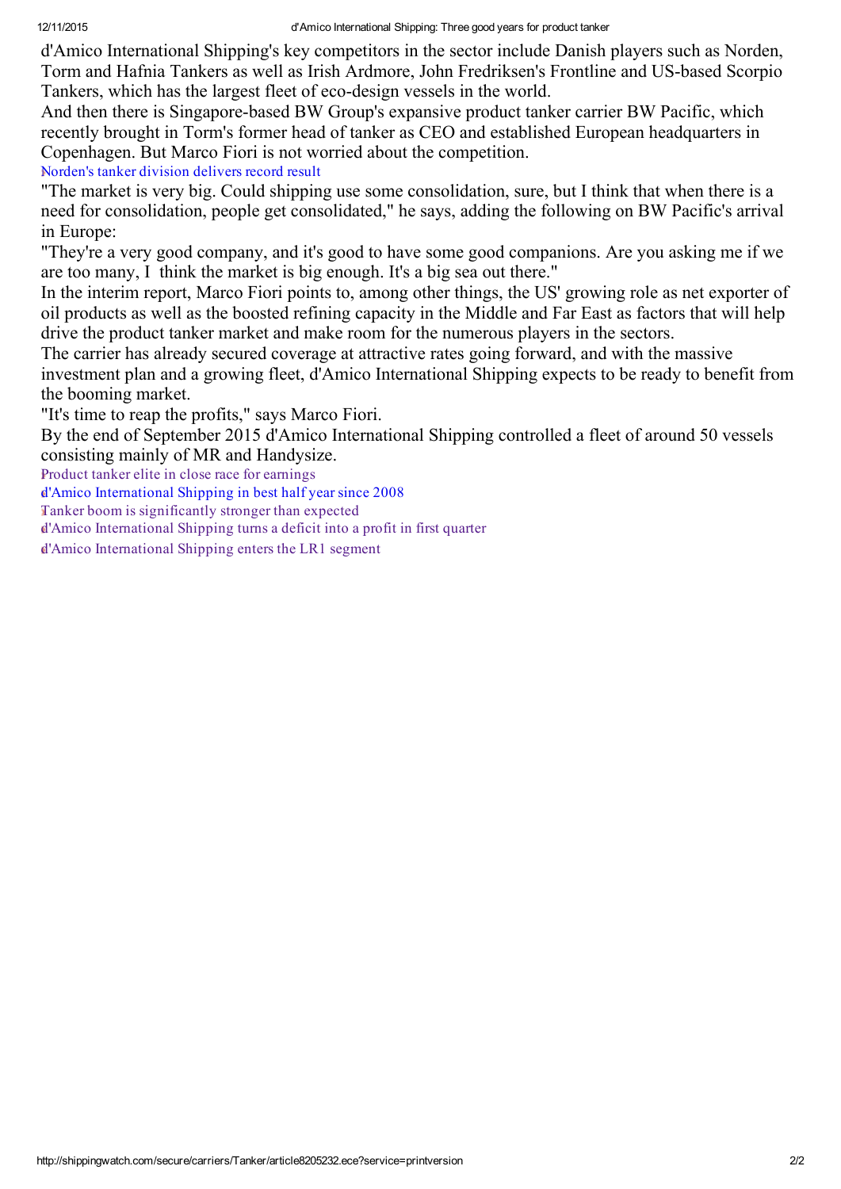d'Amico International Shipping's key competitors in the sector include Danish players such as Norden, Torm and Hafnia Tankers as well as Irish Ardmore, John Fredriksen's Frontline and US-based Scorpio Tankers, which has the largest fleet of eco-design vessels in the world.

And then there is Singapore-based BW Group's expansive product tanker carrier BW Pacific, which recently brought in Torm's former head of tanker as CEO and established European headquarters in Copenhagen. But Marco Fiori is not worried about the competition.

Norden's tanker division delivers record result

"The market is very big. Could shipping use some consolidation, sure, but I think that when there is a need for consolidation, people get consolidated," he says, adding the following on BW Pacific's arrival in Europe:

"They're a very good company, and it's good to have some good companions. Are you asking me if we are too many, I think the market is big enough. It's a big sea out there."

In the interim report, Marco Fiori points to, among other things, the US' growing role as net exporter of oil products as well as the boosted refining capacity in the Middle and Far East as factors that will help drive the product tanker market and make room for the numerous players in the sectors.

The carrier has already secured coverage at attractive rates going forward, and with the massive investment plan and a growing fleet, d'Amico International Shipping expects to be ready to benefit from the booming market.

"It's time to reap the profits," says Marco Fiori.

By the end of September 2015 d'Amico International Shipping controlled a fleet of around 50 vessels consisting mainly of MR and Handysize.

Product tanker elite in close race for earnings

d'Amico International Shipping in best half year since 2008

Tanker boom is significantly stronger than expected

d'Amico International Shipping turns a deficit into a profit in first quarter

d'Amico International Shipping enters the LR1 segment